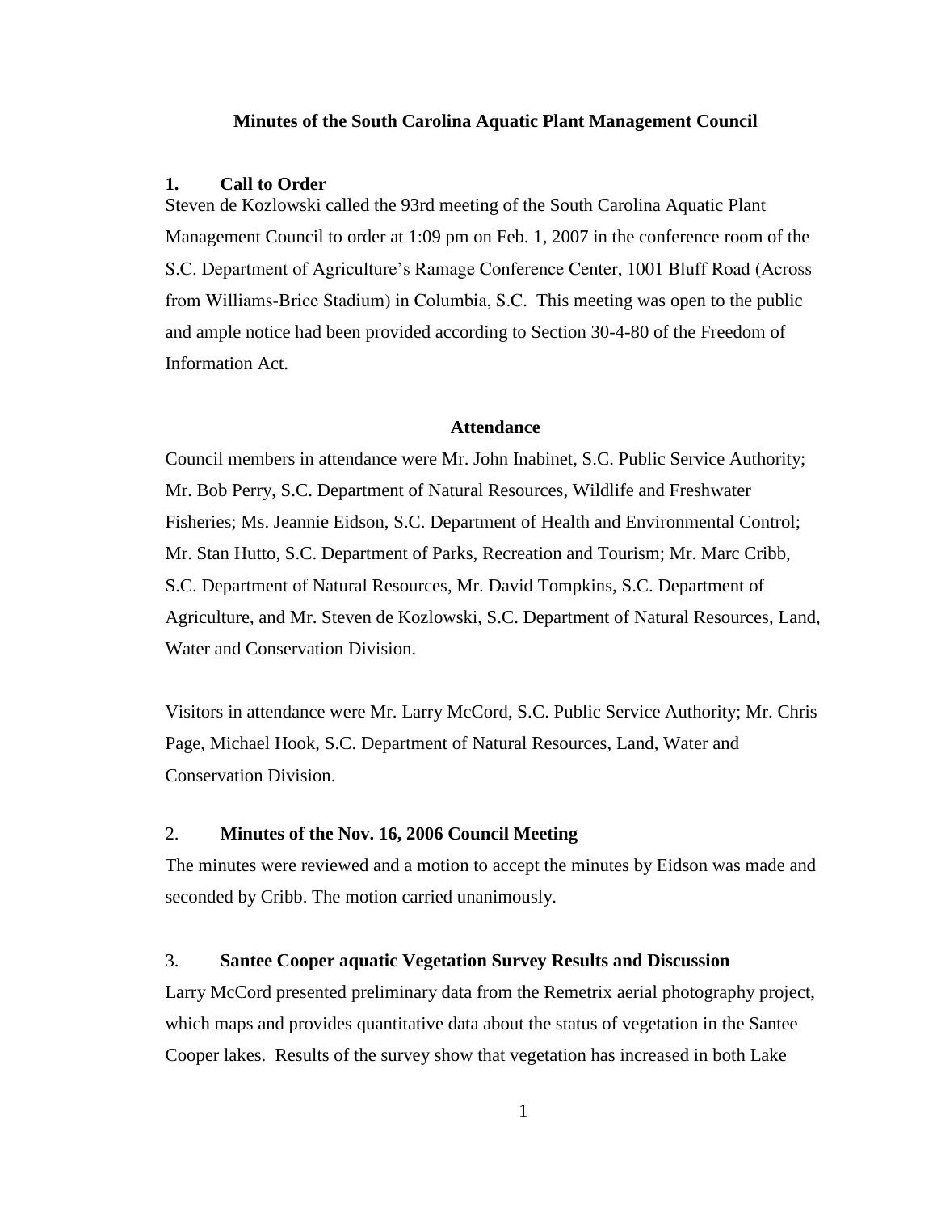# Minutes of the South Carolina Aquatic Plant Management Council

## 1. Call to Order

Steven de Kozlowski called the 93rd meeting of the South Carolina Aquatic Plant Management Council to order at 1:09 pm on Feb. 1, 2007 in the conference room of the S.C. Department of Agriculture's Ramage Conference Center, 1001 Bluff Road (Across from Williams-Brice Stadium) in Columbia, S.C. This meeting was open to the public and ample notice had been provided according to Section 30-4-80 of the Freedom of Information Act.

### Attendance

Council members in attendance were Mr. John Inabinet, S.C. Public Service Authority; Mr. Bob Perry, S.C. Department of Natural Resources, Wildlife and Freshwater Fisheries; Ms. Jeannie Eidson, S.C. Department of Health and Environmental Control; Mr. Stan Hutto, S.C. Department of Parks, Recreation and Tourism; Mr. Marc Cribb, S.C. Department of Natural Resources, Mr. David Tompkins, S.C. Department of Agriculture, and Mr. Steven de Kozlowski, S.C. Department of Natural Resources, Land, Water and Conservation Division.

Visitors in attendance were Mr. Larry McCord, S.C. Public Service Authority; Mr. Chris Page, Michael Hook, S.C. Department of Natural Resources, Land, Water and Conservation Division.

## 2. Minutes of the Nov. 16, 2006 Council Meeting

The minutes were reviewed and a motion to accept the minutes by Eidson was made and seconded by Cribb. The motion carried unanimously.

## 3. Santee Cooper aquatic Vegetation Survey Results and Discussion

Larry McCord presented preliminary data from the Remetrix aerial photography project, which maps and provides quantitative data about the status of vegetation in the Santee Cooper lakes. Results of the survey show that vegetation has increased in both Lake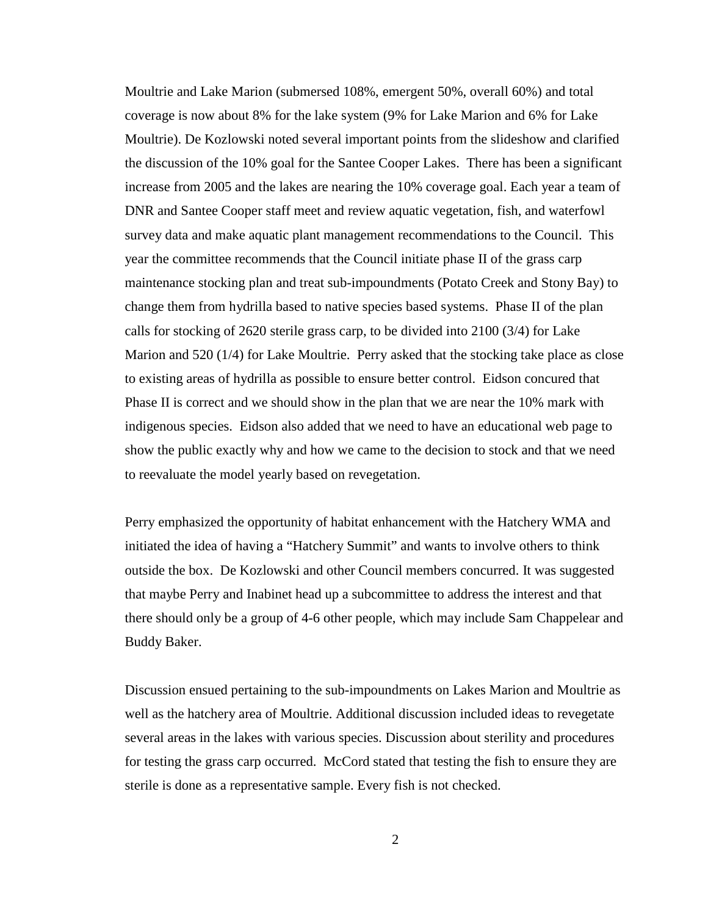Moultrie and Lake Marion (submersed 108%, emergent 50%, overall 60%) and total coverage is now about 8% for the lake system (9% for Lake Marion and 6% for Lake Moultrie). De Kozlowski noted several important points from the slideshow and clarified the discussion of the 10% goal for the Santee Cooper Lakes. There has been a significant increase from 2005 and the lakes are nearing the 10% coverage goal. Each year a team of DNR and Santee Cooper staff meet and review aquatic vegetation, fish, and waterfowl survey data and make aquatic plant management recommendations to the Council. This year the committee recommends that the Council initiate phase II of the grass carp maintenance stocking plan and treat sub-impoundments (Potato Creek and Stony Bay) to change them from hydrilla based to native species based systems. Phase II of the plan calls for stocking of 2620 sterile grass carp, to be divided into 2100 (3/4) for Lake Marion and 520 (1/4) for Lake Moultrie. Perry asked that the stocking take place as close to existing areas of hydrilla as possible to ensure better control. Eidson concured that Phase II is correct and we should show in the plan that we are near the 10% mark with indigenous species. Eidson also added that we need to have an educational web page to show the public exactly why and how we came to the decision to stock and that we need to reevaluate the model yearly based on revegetation.

Perry emphasized the opportunity of habitat enhancement with the Hatchery WMA and initiated the idea of having a "Hatchery Summit" and wants to involve others to think outside the box. De Kozlowski and other Council members concurred. It was suggested that maybe Perry and Inabinet head up a subcommittee to address the interest and that there should only be a group of 4-6 other people, which may include Sam Chappelear and Buddy Baker.

Discussion ensued pertaining to the sub-impoundments on Lakes Marion and Moultrie as well as the hatchery area of Moultrie. Additional discussion included ideas to revegetate several areas in the lakes with various species. Discussion about sterility and procedures for testing the grass carp occurred. McCord stated that testing the fish to ensure they are sterile is done as a representative sample. Every fish is not checked.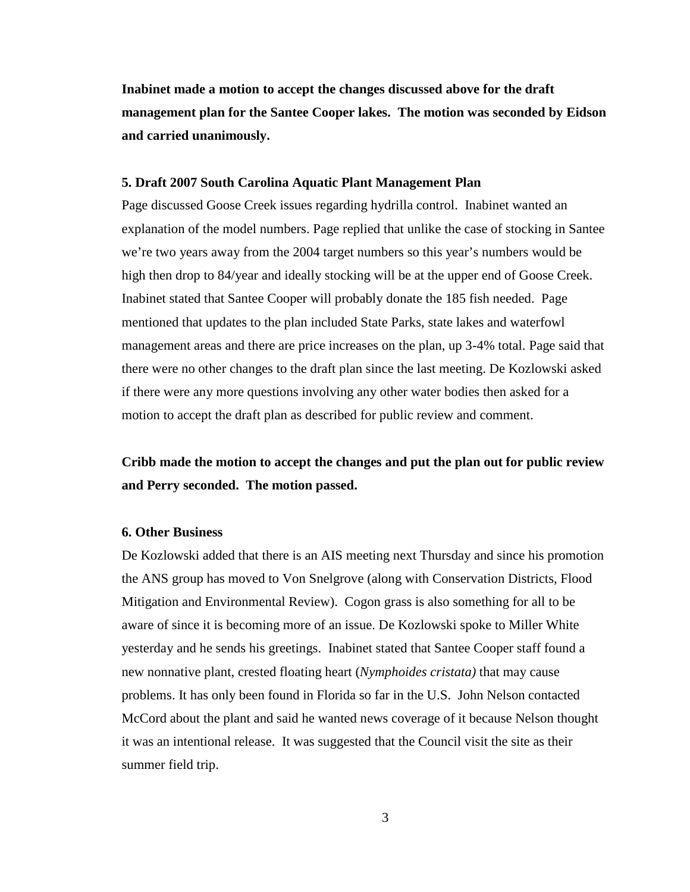**Inabinet made a motion to accept the changes discussed above for the draft management plan for the Santee Cooper lakes. The motion was seconded by Eidson and carried unanimously.**

**5. Draft 2007 South Carolina Aquatic Plant Management Plan**

Page discussed Goose Creek issues regarding hydrilla control. Inabinet wanted an explanation of the model numbers. Page replied that unlike the case of stocking in Santee we're two years away from the 2004 target numbers so this year's numbers would be high then drop to 84/year and ideally stocking will be at the upper end of Goose Creek. Inabinet stated that Santee Cooper will probably donate the 185 fish needed. Page mentioned that updates to the plan included State Parks, state lakes and waterfowl management areas and there are price increases on the plan, up 3-4% total. Page said that there were no other changes to the draft plan since the last meeting. De Kozlowski asked if there were any more questions involving any other water bodies then asked for a motion to accept the draft plan as described for public review and comment.

**Cribb made the motion to accept the changes and put the plan out for public review and Perry seconded. The motion passed.**

**6. Other Business**

De Kozlowski added that there is an AIS meeting next Thursday and since his promotion the ANS group has moved to Von Snelgrove (along with Conservation Districts, Flood Mitigation and Environmental Review). Cogon grass is also something for all to be aware of since it is becoming more of an issue. De Kozlowski spoke to Miller White yesterday and he sends his greetings. Inabinet stated that Santee Cooper staff found a new nonnative plant, crested floating heart (*Nymphoides cristata)* that may cause problems. It has only been found in Florida so far in the U.S. John Nelson contacted McCord about the plant and said he wanted news coverage of it because Nelson thought it was an intentional release. It was suggested that the Council visit the site as their summer field trip.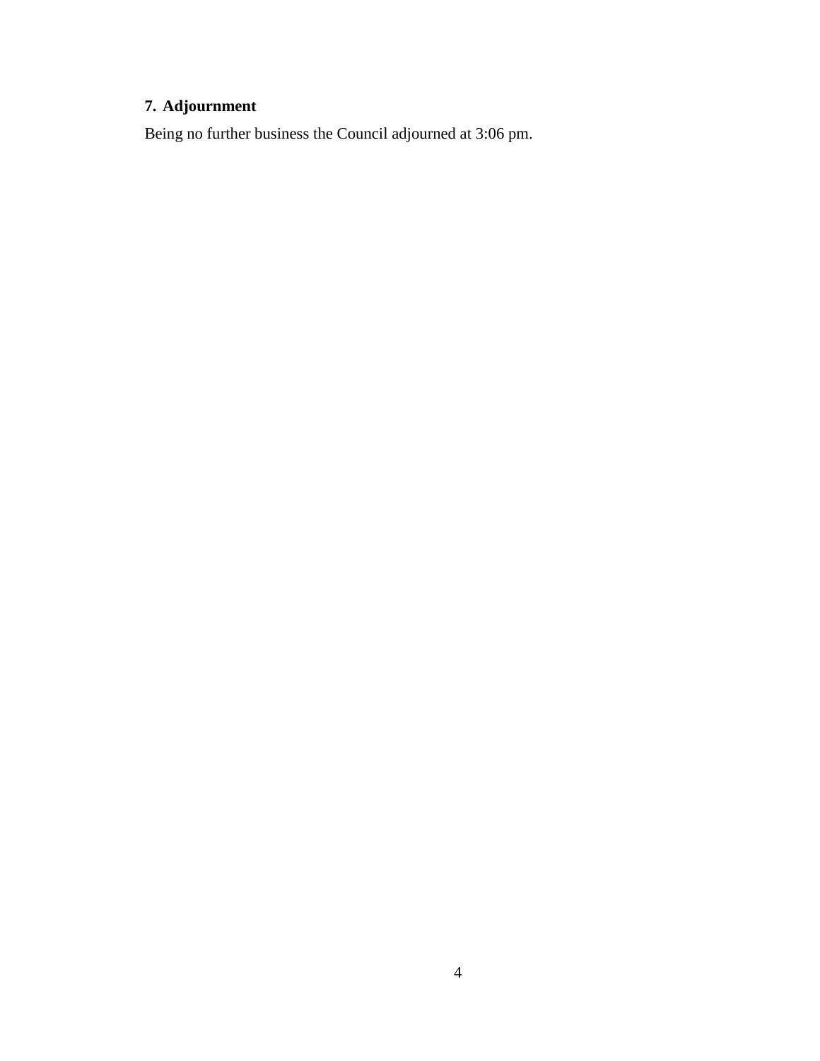## 7. Adjournment

Being no further business the Council adjourned at 3:06 pm.